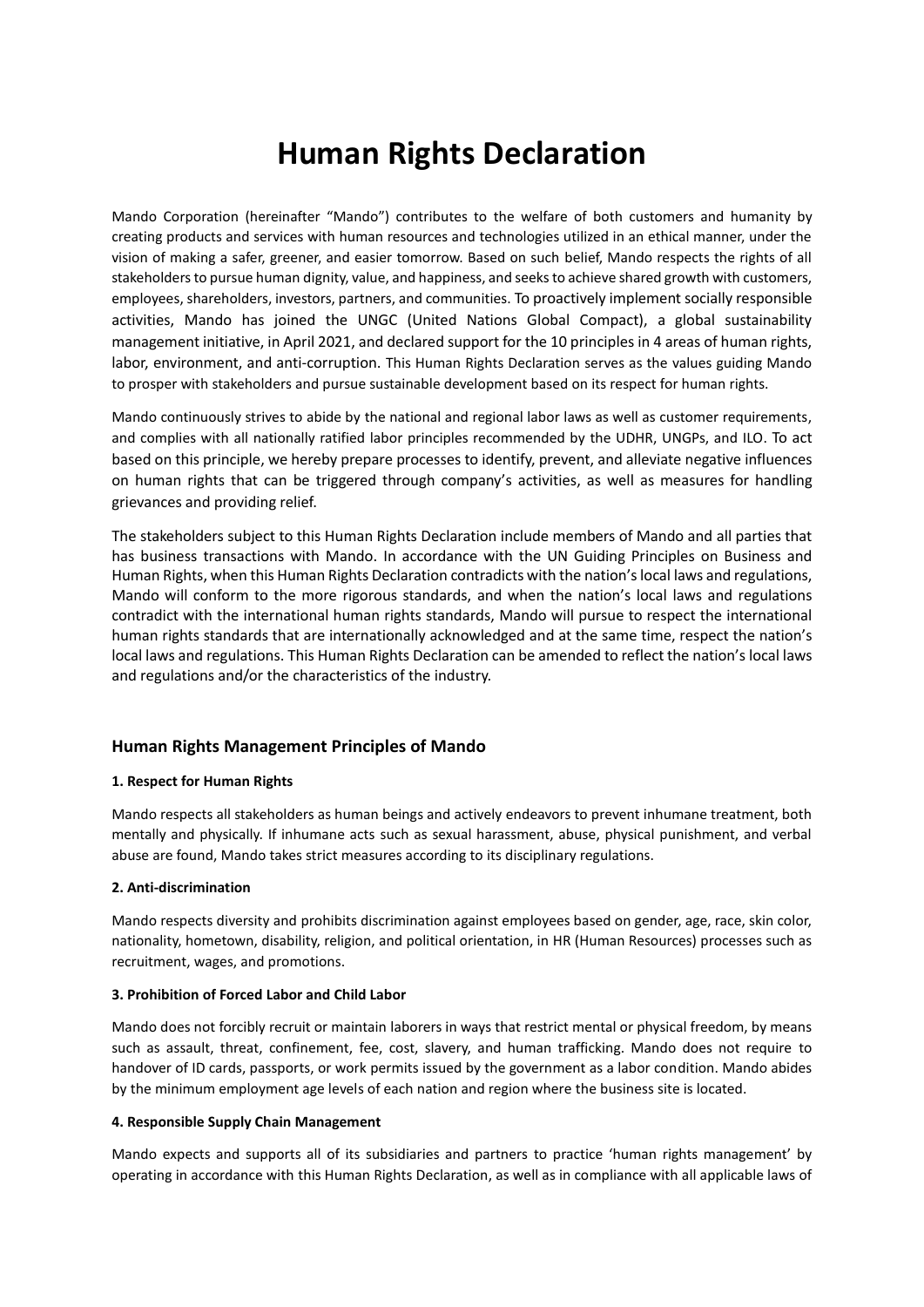# Human Rights Declaration

Mando Corporation (hereinafter "Mando") contributes to the welfare of both customers and humanity by creating products and services with human resources and technologies utilized in an ethical manner, under the vision of making a safer, greener, and easier tomorrow. Based on such belief, Mando respects the rights of all stakeholders to pursue human dignity, value, and happiness, and seeks to achieve shared growth with customers, employees, shareholders, investors, partners, and communities. To proactively implement socially responsible activities, Mando has joined the UNGC (United Nations Global Compact), a global sustainability management initiative, in April 2021, and declared support for the 10 principles in 4 areas of human rights, labor, environment, and anti-corruption. This Human Rights Declaration serves as the values guiding Mando to prosper with stakeholders and pursue sustainable development based on its respect for human rights.

Mando continuously strives to abide by the national and regional labor laws as well as customer requirements, and complies with all nationally ratified labor principles recommended by the UDHR, UNGPs, and ILO. To act based on this principle, we hereby prepare processes to identify, prevent, and alleviate negative influences on human rights that can be triggered through company's activities, as well as measures for handling grievances and providing relief.

The stakeholders subject to this Human Rights Declaration include members of Mando and all parties that has business transactions with Mando. In accordance with the UN Guiding Principles on Business and Human Rights, when this Human Rights Declaration contradicts with the nation's local laws and regulations, Mando will conform to the more rigorous standards, and when the nation's local laws and regulations contradict with the international human rights standards, Mando will pursue to respect the international human rights standards that are internationally acknowledged and at the same time, respect the nation's local laws and regulations. This Human Rights Declaration can be amended to reflect the nation's local laws and regulations and/or the characteristics of the industry.

## Human Rights Management Principles of Mando

#### 1. Respect for Human Rights

Mando respects all stakeholders as human beings and actively endeavors to prevent inhumane treatment, both mentally and physically. If inhumane acts such as sexual harassment, abuse, physical punishment, and verbal abuse are found, Mando takes strict measures according to its disciplinary regulations.

#### 2. Anti-discrimination

Mando respects diversity and prohibits discrimination against employees based on gender, age, race, skin color, nationality, hometown, disability, religion, and political orientation, in HR (Human Resources) processes such as recruitment, wages, and promotions.

#### 3. Prohibition of Forced Labor and Child Labor

Mando does not forcibly recruit or maintain laborers in ways that restrict mental or physical freedom, by means such as assault, threat, confinement, fee, cost, slavery, and human trafficking. Mando does not require to handover of ID cards, passports, or work permits issued by the government as a labor condition. Mando abides by the minimum employment age levels of each nation and region where the business site is located.

#### 4. Responsible Supply Chain Management

Mando expects and supports all of its subsidiaries and partners to practice 'human rights management' by operating in accordance with this Human Rights Declaration, as well as in compliance with all applicable laws of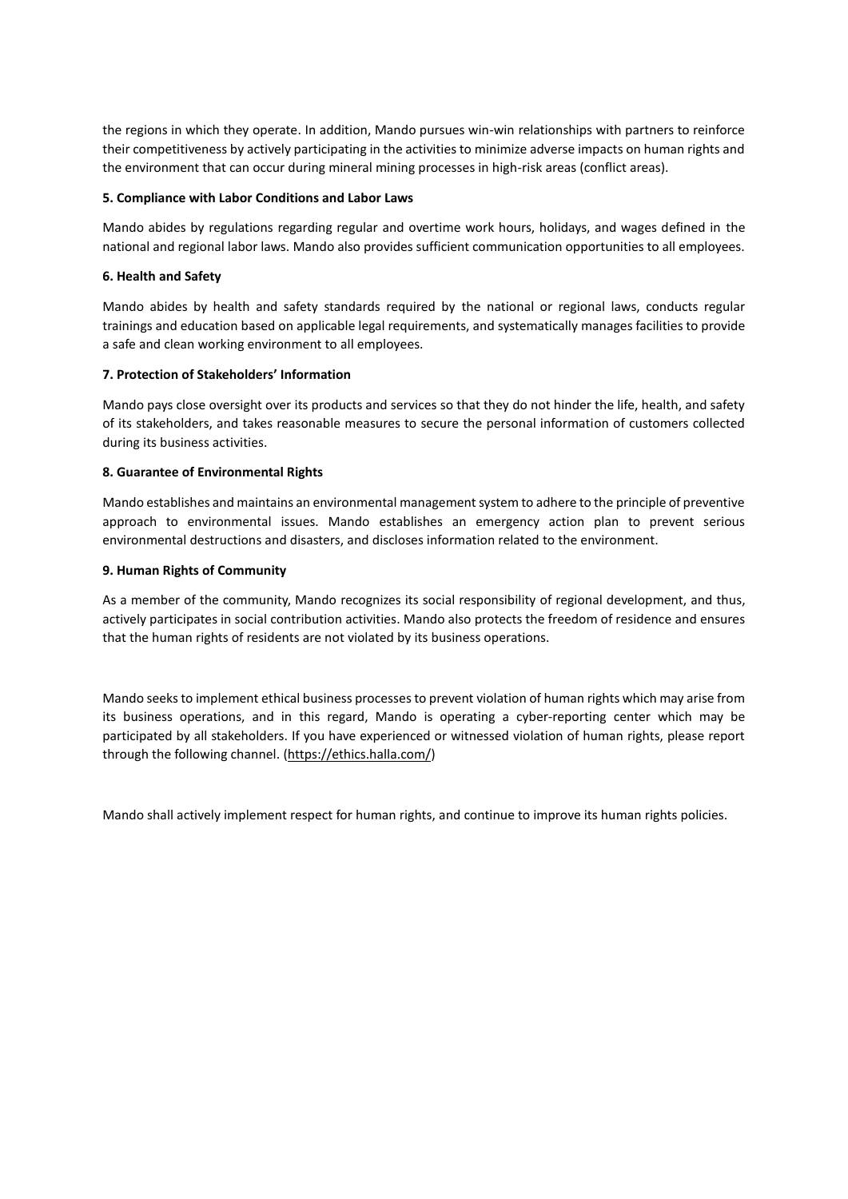the regions in which they operate. In addition, Mando pursues win-win relationships with partners to reinforce their competitiveness by actively participating in the activities to minimize adverse impacts on human rights and the environment that can occur during mineral mining processes in high-risk areas (conflict areas).

**5. Compliance with Labor Conditions and Labor Laws**

Mando abides by regulations regarding regular and overtime work hours, holidays, and wages defined in the national and regional labor laws. Mando also provides sufficient communication opportunities to all employees.

**6. Health and Safety**

Mando abides by health and safety standards required by the national or regional laws, conducts regular trainings and education based on applicable legal requirements, and systematically manages facilities to provide a safe and clean working environment to all employees.

**7. Protection of Stakeholders' Information**

Mando pays close oversight over its products and services so that they do not hinder the life, health, and safety of its stakeholders, and takes reasonable measures to secure the personal information of customers collected during its business activities.

**8. Guarantee of Environmental Rights**

Mando establishes and maintains an environmental management system to adhere to the principle of preventive approach to environmental issues. Mando establishes an emergency action plan to prevent serious environmental destructions and disasters, and discloses information related to the environment.

**9. Human Rights of Community**

As a member of the community, Mando recognizes its social responsibility of regional development, and thus, actively participates in social contribution activities. Mando also protects the freedom of residence and ensures that the human rights of residents are not violated by its business operations.

Mando seeks to implement ethical business processes to prevent violation of human rights which may arise from its business operations, and in this regard, Mando is operating a cyber-reporting center which may be participated by all stakeholders. If you have experienced or witnessed violation of human rights, please report through the following channel. (https://ethics.halla.com/)

Mando shall actively implement respect for human rights, and continue to improve its human rights policies.